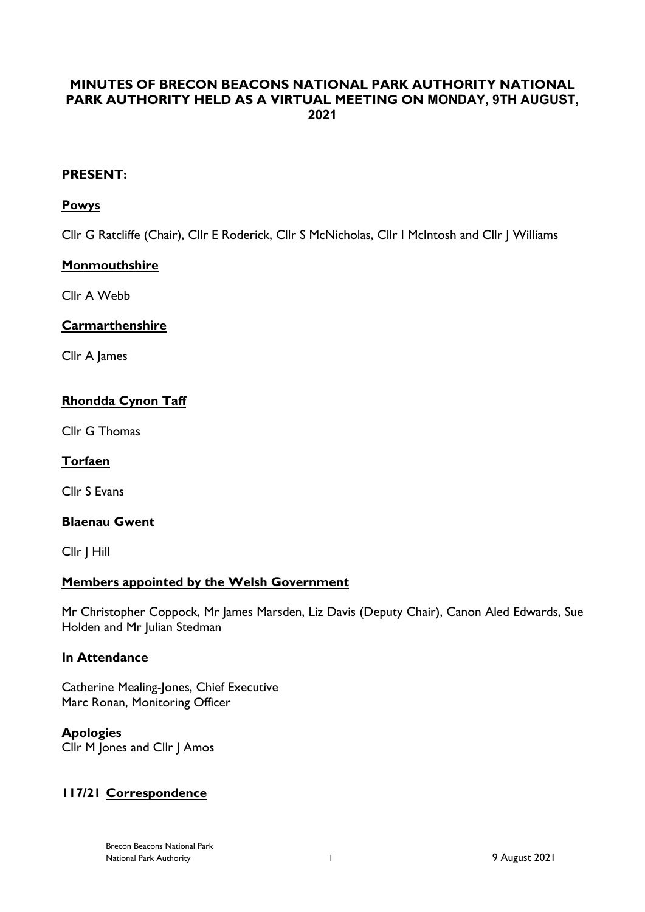# MINUTES OF BRECON BEACONS NATIONAL PARK AUTHORITY NATIONAL PARK AUTHORITY HELD AS A VIRTUAL MEETING ON MONDAY, 9TH AUGUST, 2021

**PRESENT:**

**Powys**

Cllr G Ratcliffe (Chair), Cllr E Roderick, Cllr S McNicholas, Cllr I McIntosh and Cllr J Williams

**Monmouthshire**

Cllr A Webb

**Carmarthenshire**

Cllr A James

**Rhondda Cynon Taff**

Cllr G Thomas

**Torfaen**

Cllr S Evans

**Blaenau Gwent**

Cllr J Hill

**Members appointed by the Welsh Government**

Mr Christopher Coppock, Mr James Marsden, Liz Davis (Deputy Chair), Canon Aled Edwards, Sue Holden and Mr Julian Stedman

**In Attendance**

Catherine Mealing-Jones, Chief Executive
Marc Ronan, Monitoring Officer

**Apologies**
Cllr M Jones and Cllr J Amos

## 117/21 Correspondence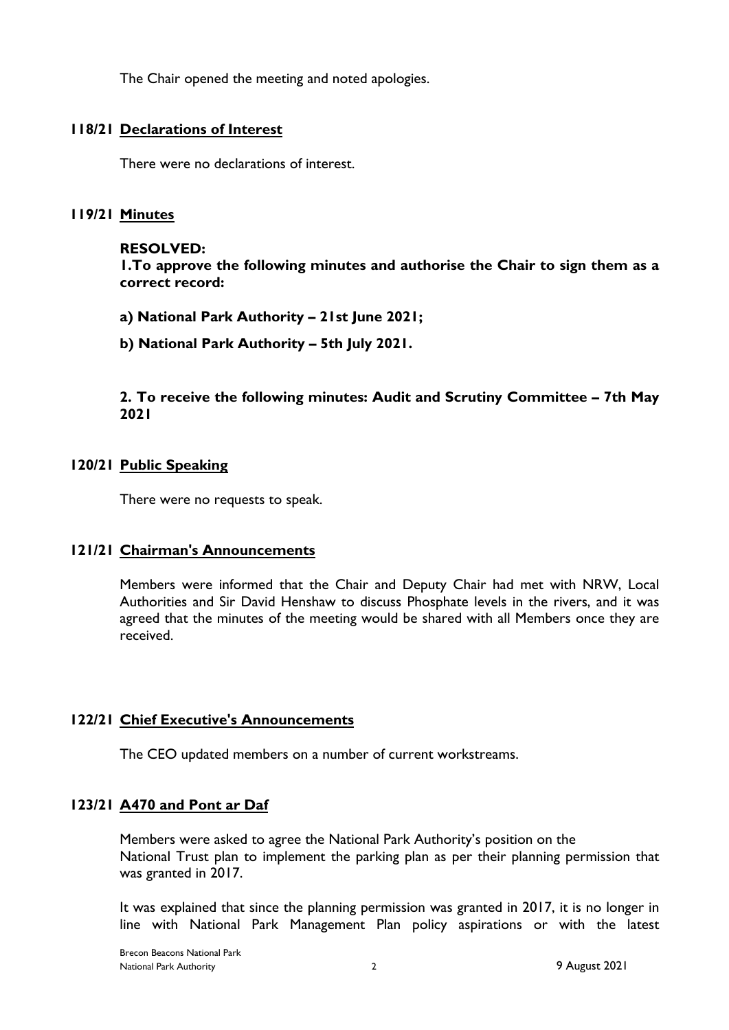The Chair opened the meeting and noted apologies.

## 118/21 Declarations of Interest

There were no declarations of interest.

## 119/21 Minutes

**RESOLVED:**

**1.To approve the following minutes and authorise the Chair to sign them as a correct record:**

**a) National Park Authority – 21st June 2021;**

**b) National Park Authority – 5th July 2021.**

**2. To receive the following minutes: Audit and Scrutiny Committee – 7th May 2021**

## 120/21 Public Speaking

There were no requests to speak.

## 121/21 Chairman's Announcements

Members were informed that the Chair and Deputy Chair had met with NRW, Local Authorities and Sir David Henshaw to discuss Phosphate levels in the rivers, and it was agreed that the minutes of the meeting would be shared with all Members once they are received.

## 122/21 Chief Executive's Announcements

The CEO updated members on a number of current workstreams.

## 123/21 A470 and Pont ar Daf

Members were asked to agree the National Park Authority's position on the National Trust plan to implement the parking plan as per their planning permission that was granted in 2017.

It was explained that since the planning permission was granted in 2017, it is no longer in line with National Park Management Plan policy aspirations or with the latest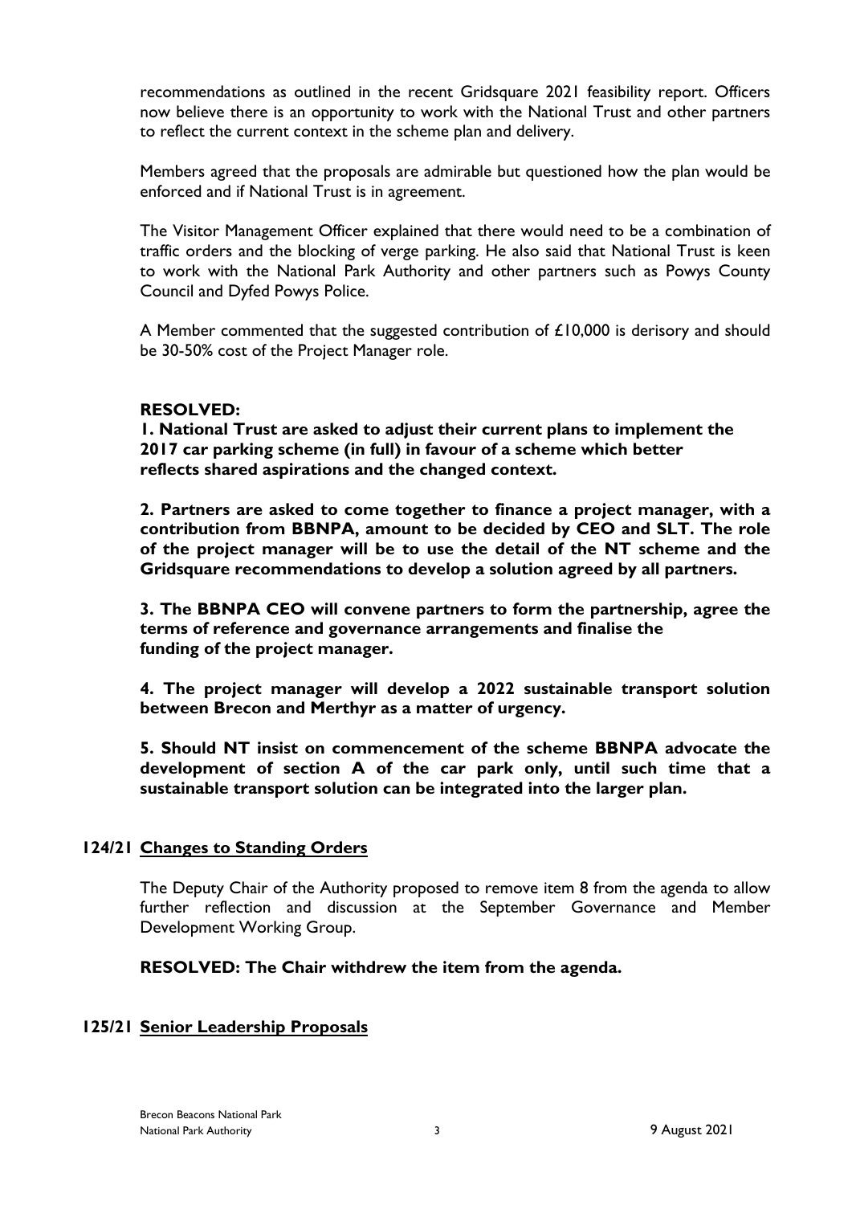recommendations as outlined in the recent Gridsquare 2021 feasibility report. Officers now believe there is an opportunity to work with the National Trust and other partners to reflect the current context in the scheme plan and delivery.

Members agreed that the proposals are admirable but questioned how the plan would be enforced and if National Trust is in agreement.

The Visitor Management Officer explained that there would need to be a combination of traffic orders and the blocking of verge parking. He also said that National Trust is keen to work with the National Park Authority and other partners such as Powys County Council and Dyfed Powys Police.

A Member commented that the suggested contribution of £10,000 is derisory and should be 30-50% cost of the Project Manager role.

**RESOLVED:**

**1. National Trust are asked to adjust their current plans to implement the 2017 car parking scheme (in full) in favour of a scheme which better reflects shared aspirations and the changed context.**

**2. Partners are asked to come together to finance a project manager, with a contribution from BBNPA, amount to be decided by CEO and SLT. The role of the project manager will be to use the detail of the NT scheme and the Gridsquare recommendations to develop a solution agreed by all partners.**

**3. The BBNPA CEO will convene partners to form the partnership, agree the terms of reference and governance arrangements and finalise the funding of the project manager.**

**4. The project manager will develop a 2022 sustainable transport solution between Brecon and Merthyr as a matter of urgency.**

**5. Should NT insist on commencement of the scheme BBNPA advocate the development of section A of the car park only, until such time that a sustainable transport solution can be integrated into the larger plan.**

## 124/21 Changes to Standing Orders

The Deputy Chair of the Authority proposed to remove item 8 from the agenda to allow further reflection and discussion at the September Governance and Member Development Working Group.

**RESOLVED: The Chair withdrew the item from the agenda.**

## 125/21 Senior Leadership Proposals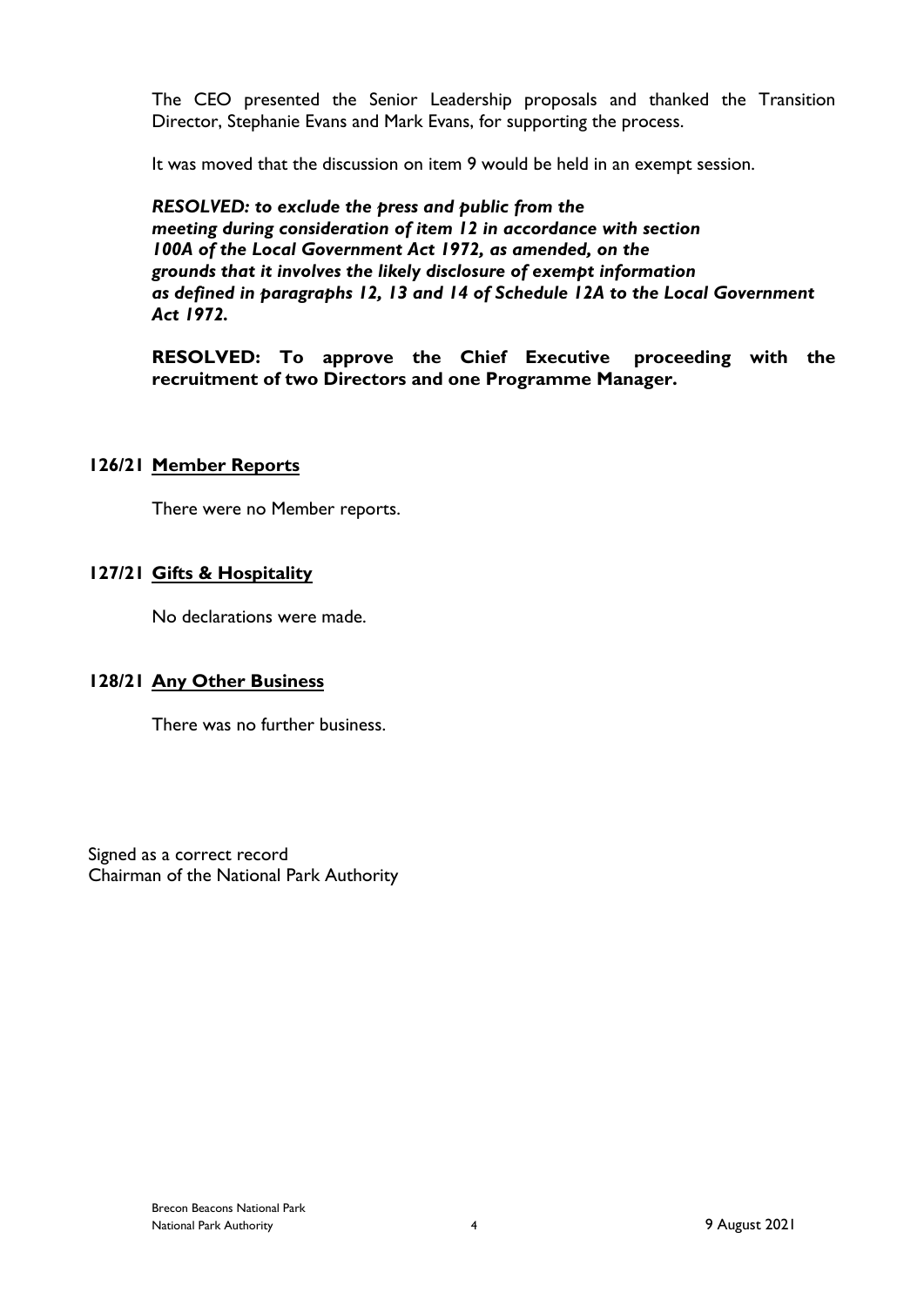The CEO presented the Senior Leadership proposals and thanked the Transition Director, Stephanie Evans and Mark Evans, for supporting the process.

It was moved that the discussion on item 9 would be held in an exempt session.

***RESOLVED: to exclude the press and public from the meeting during consideration of item 12 in accordance with section 100A of the Local Government Act 1972, as amended, on the grounds that it involves the likely disclosure of exempt information as defined in paragraphs 12, 13 and 14 of Schedule 12A to the Local Government Act 1972.***

**RESOLVED: To approve the Chief Executive proceeding with the recruitment of two Directors and one Programme Manager.**

## 126/21 Member Reports

There were no Member reports.

## 127/21 Gifts & Hospitality

No declarations were made.

## 128/21 Any Other Business

There was no further business.

Signed as a correct record
Chairman of the National Park Authority